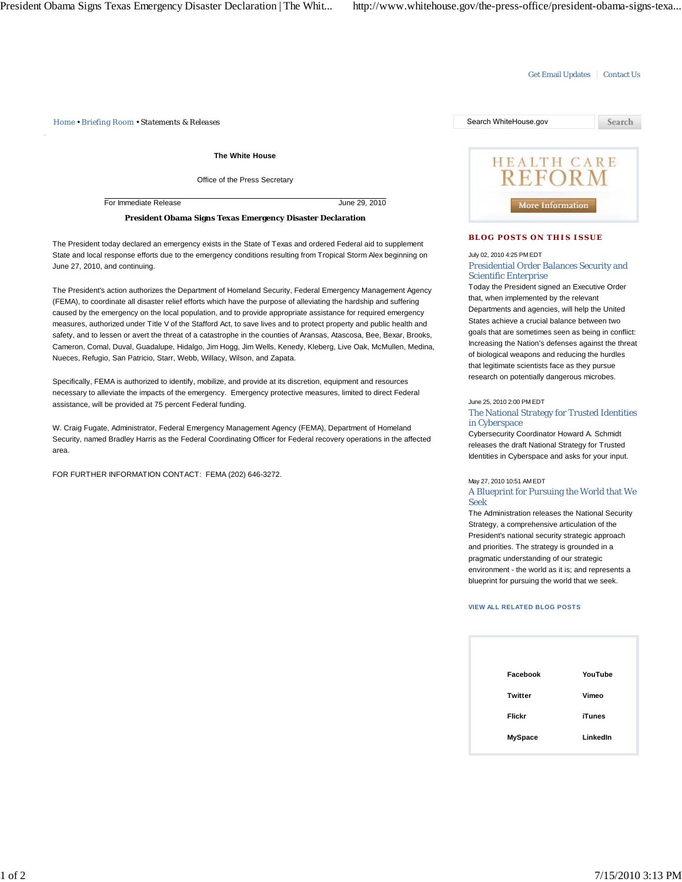Get Email Updates | Contact Us

Home • Briefing Room • Statements & Releases

Search WhiteHouse.gov Search

The White House

Office of the Press Secretary

For Immediate Release June 29, 2010

**President Obama Signs Texas Emergency Disaster Declaration**

The President today declared an emergency exists in the State of Texas and ordered Federal aid to supplement State and local response efforts due to the emergency conditions resulting from Tropical Storm Alex beginning on June 27, 2010, and continuing.

The President's action authorizes the Department of Homeland Security, Federal Emergency Management Agency (FEMA), to coordinate all disaster relief efforts which have the purpose of alleviating the hardship and suffering caused by the emergency on the local population, and to provide appropriate assistance for required emergency measures, authorized under Title V of the Stafford Act, to save lives and to protect property and public health and safety, and to lessen or avert the threat of a catastrophe in the counties of Aransas, Atascosa, Bee, Bexar, Brooks, Cameron, Comal, Duval, Guadalupe, Hidalgo, Jim Hogg, Jim Wells, Kenedy, Kleberg, Live Oak, McMullen, Medina, Nueces, Refugio, San Patricio, Starr, Webb, Willacy, Wilson, and Zapata.

Specifically, FEMA is authorized to identify, mobilize, and provide at its discretion, equipment and resources necessary to alleviate the impacts of the emergency. Emergency protective measures, limited to direct Federal assistance, will be provided at 75 percent Federal funding.

W. Craig Fugate, Administrator, Federal Emergency Management Agency (FEMA), Department of Homeland Security, named Bradley Harris as the Federal Coordinating Officer for Federal recovery operations in the affected area.

FOR FURTHER INFORMATION CONTACT: FEMA (202) 646-3272.

HEALTH CARE REFORM

More Information

**BLOG POSTS ON THIS ISSUE**

July 02, 2010 4:25 PM EDT

Presidential Order Balances Security and Scientific Enterprise

Today the President signed an Executive Order that, when implemented by the relevant Departments and agencies, will help the United States achieve a crucial balance between two goals that are sometimes seen as being in conflict: Increasing the Nation's defenses against the threat of biological weapons and reducing the hurdles that legitimate scientists face as they pursue research on potentially dangerous microbes.

June 25, 2010 2:00 PM EDT

The National Strategy for Trusted Identities in Cyberspace

Cybersecurity Coordinator Howard A. Schmidt releases the draft National Strategy for Trusted Identities in Cyberspace and asks for your input.

May 27, 2010 10:51 AM EDT

A Blueprint for Pursuing the World that We Seek

The Administration releases the National Security Strategy, a comprehensive articulation of the President's national security strategic approach and priorities. The strategy is grounded in a pragmatic understanding of our strategic environment - the world as it is; and represents a blueprint for pursuing the world that we seek.

VIEW ALL RELATED BLOG POSTS

**Facebook** **YouTube**

**Twitter** **Vimeo**

**Flickr** **iTunes**

**MySpace** **LinkedIn**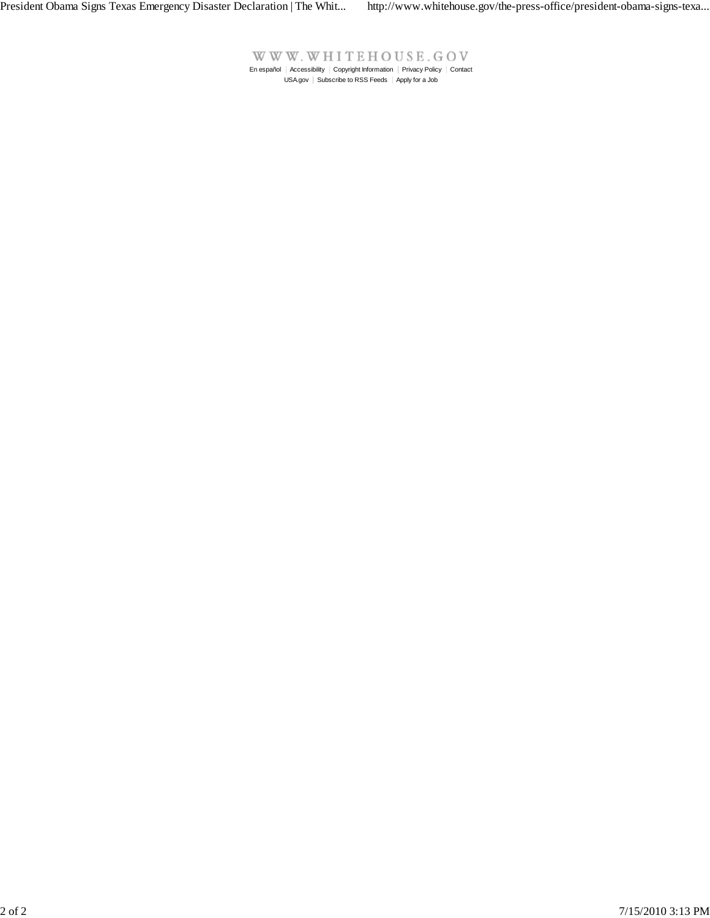WWW.WHITEHOUSE.GOV

En español | Accessibility | Copyright Information | Privacy Policy | Contact

USA.gov | Subscribe to RSS Feeds | Apply for a Job